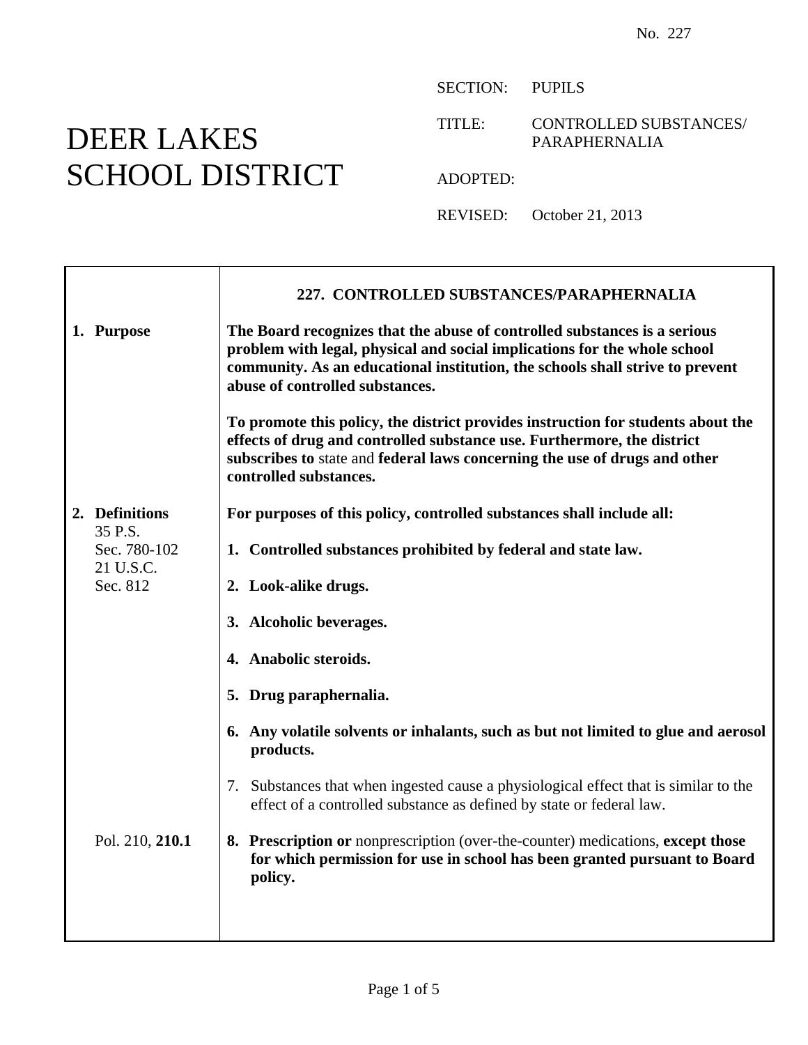No. 227

# DEER LAKES SCHOOL DISTRICT

SECTION: PUPILS

TITLE: CONTROLLED SUBSTANCES/ PARAPHERNALIA

ADOPTED:

REVISED: October 21, 2013

## 227. CONTROLLED SUBSTANCES/PARAPHERNALIA

### 1. Purpose

**The Board recognizes that the abuse of controlled substances is a serious problem with legal, physical and social implications for the whole school community. As an educational institution, the schools shall strive to prevent abuse of controlled substances.**

**To promote this policy, the district provides instruction for students about the effects of drug and controlled substance use. Furthermore, the district subscribes to** state and **federal laws concerning the use of drugs and other controlled substances.**

### 2. Definitions

35 P.S. Sec. 780-102
21 U.S.C. Sec. 812

**For purposes of this policy, controlled substances shall include all:**

1. **Controlled substances prohibited by federal and state law.**
2. **Look-alike drugs.**
3. **Alcoholic beverages.**
4. **Anabolic steroids.**
5. **Drug paraphernalia.**
6. **Any volatile solvents or inhalants, such as but not limited to glue and aerosol products.**
7. Substances that when ingested cause a physiological effect that is similar to the effect of a controlled substance as defined by state or federal law.
8. **Prescription or** nonprescription (over-the-counter) medications, **except those for which permission for use in school has been granted pursuant to Board policy.**

Pol. 210, **210.1**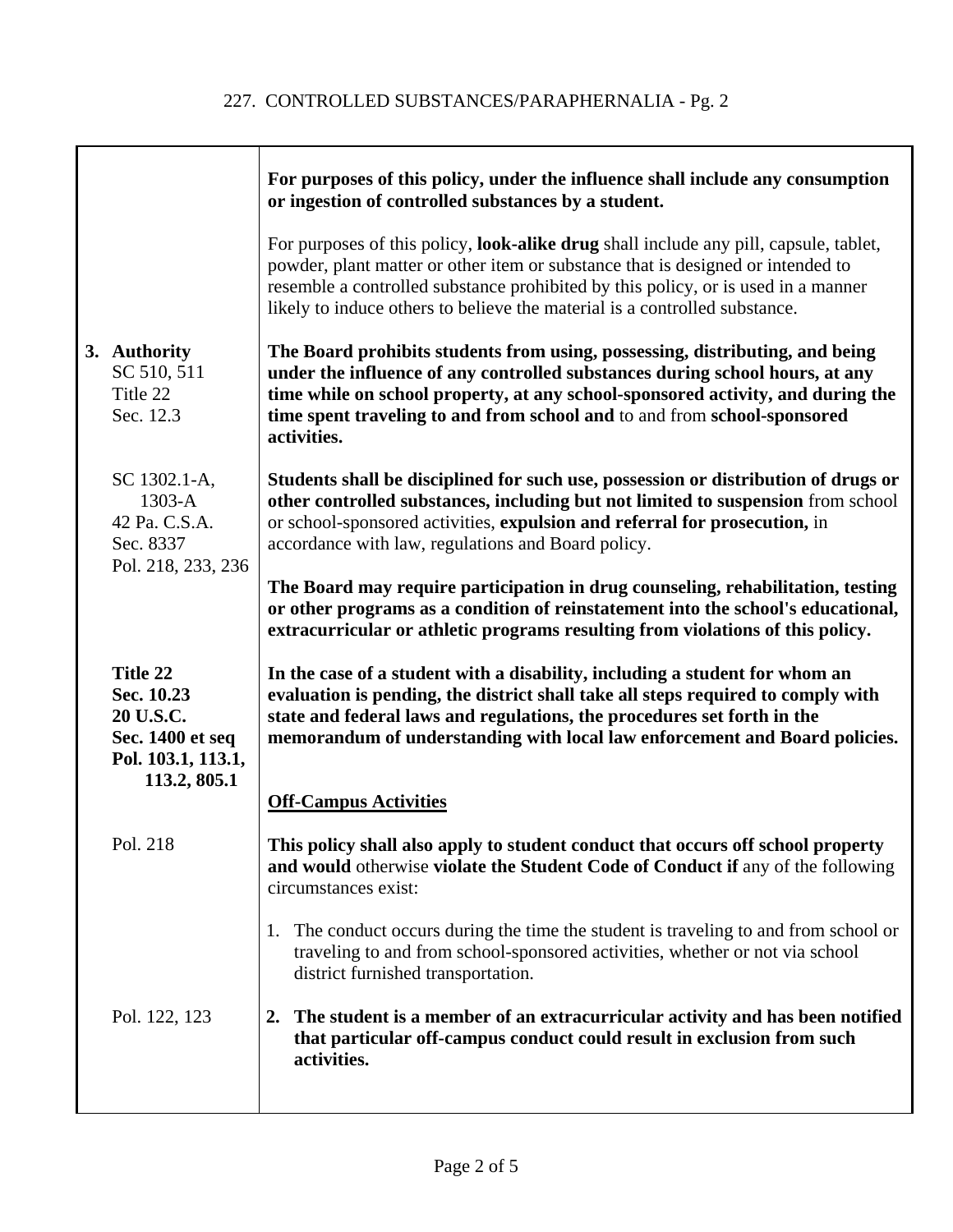**For purposes of this policy, under the influence shall include any consumption or ingestion of controlled substances by a student.**

For purposes of this policy, **look-alike drug** shall include any pill, capsule, tablet, powder, plant matter or other item or substance that is designed or intended to resemble a controlled substance prohibited by this policy, or is used in a manner likely to induce others to believe the material is a controlled substance.

**3. Authority**
SC 510, 511
Title 22
Sec. 12.3

**The Board prohibits students from using, possessing, distributing, and being under the influence of any controlled substances during school hours, at any time while on school property, at any school-sponsored activity, and during the time spent traveling to and from school and** to and from **school-sponsored activities.**

SC 1302.1-A, 1303-A
42 Pa. C.S.A. Sec. 8337
Pol. 218, 233, 236

**Students shall be disciplined for such use, possession or distribution of drugs or other controlled substances, including but not limited to suspension** from school or school-sponsored activities, **expulsion and referral for prosecution,** in accordance with law, regulations and Board policy.

**The Board may require participation in drug counseling, rehabilitation, testing or other programs as a condition of reinstatement into the school's educational, extracurricular or athletic programs resulting from violations of this policy.**

**Title 22**
**Sec. 10.23**
**20 U.S.C.**
**Sec. 1400 et seq**
**Pol. 103.1, 113.1, 113.2, 805.1**

**In the case of a student with a disability, including a student for whom an evaluation is pending, the district shall take all steps required to comply with state and federal laws and regulations, the procedures set forth in the memorandum of understanding with local law enforcement and Board policies.**

**Off-Campus Activities**

Pol. 218

**This policy shall also apply to student conduct that occurs off school property and would** otherwise **violate the Student Code of Conduct if** any of the following circumstances exist:

1. The conduct occurs during the time the student is traveling to and from school or traveling to and from school-sponsored activities, whether or not via school district furnished transportation.

Pol. 122, 123

2. **The student is a member of an extracurricular activity and has been notified that particular off-campus conduct could result in exclusion from such activities.**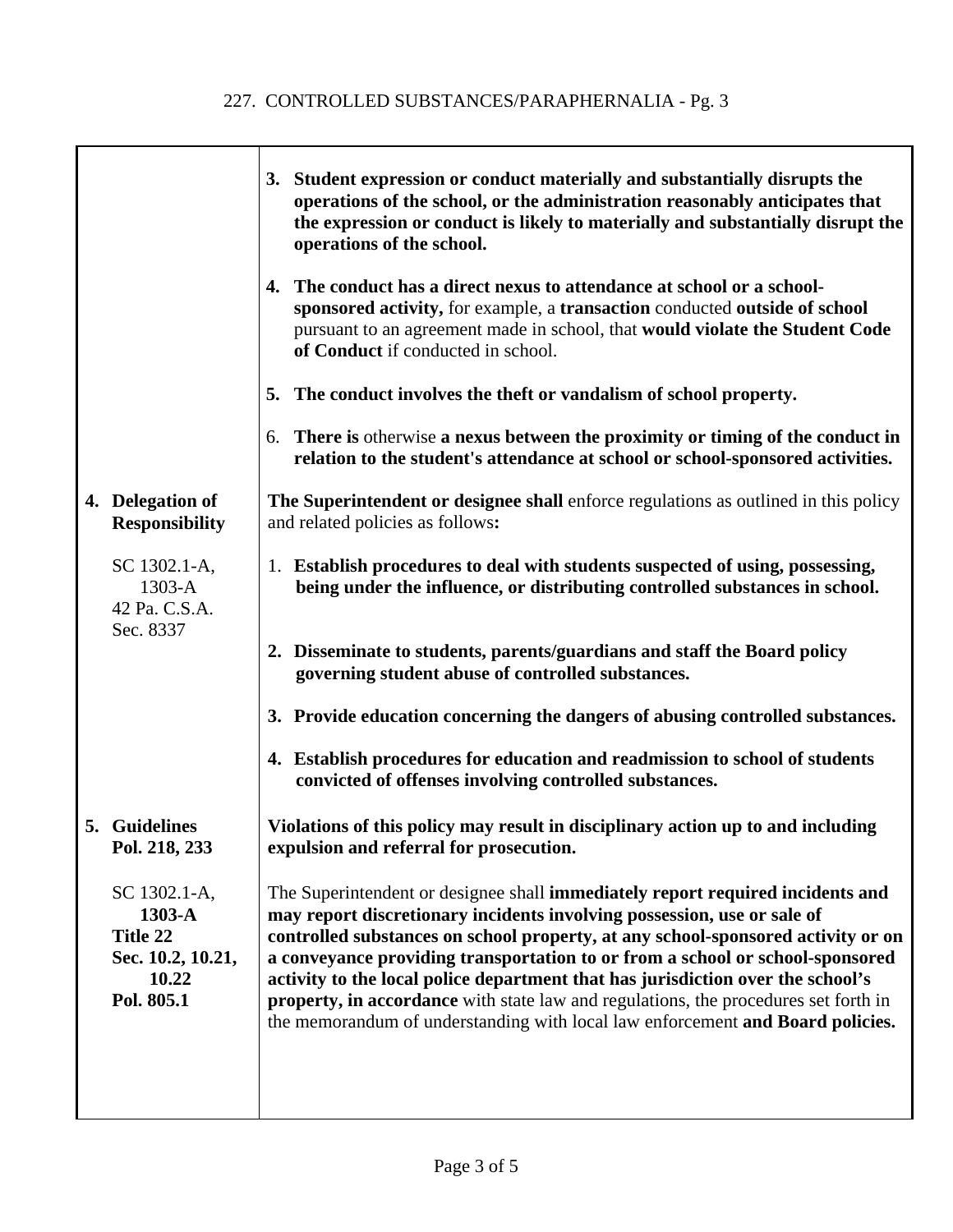3. **Student expression or conduct materially and substantially disrupts the operations of the school, or the administration reasonably anticipates that the expression or conduct is likely to materially and substantially disrupt the operations of the school.**

4. **The conduct has a direct nexus to attendance at school or a school-sponsored activity,** for example, a **transaction** conducted **outside of school** pursuant to an agreement made in school, that **would violate the Student Code of Conduct** if conducted in school.

5. **The conduct involves the theft or vandalism of school property.**

6. **There is** otherwise **a nexus between the proximity or timing of the conduct in relation to the student's attendance at school or school-sponsored activities.**

**4. Delegation of Responsibility**

SC 1302.1-A, 1303-A
42 Pa. C.S.A. Sec. 8337

**The Superintendent or designee shall** enforce regulations as outlined in this policy and related policies as follows**:**

1. **Establish procedures to deal with students suspected of using, possessing, being under the influence, or distributing controlled substances in school.**

2. **Disseminate to students, parents/guardians and staff the Board policy governing student abuse of controlled substances.**

3. **Provide education concerning the dangers of abusing controlled substances.**

4. **Establish procedures for education and readmission to school of students convicted of offenses involving controlled substances.**

**5. Guidelines**
**Pol. 218, 233**

SC 1302.1-A,
**1303-A**
**Title 22**
**Sec. 10.2, 10.21, 10.22**
**Pol. 805.1**

**Violations of this policy may result in disciplinary action up to and including expulsion and referral for prosecution.**

The Superintendent or designee shall **immediately report required incidents and may report discretionary incidents involving possession, use or sale of controlled substances on school property, at any school-sponsored activity or on a conveyance providing transportation to or from a school or school-sponsored activity to the local police department that has jurisdiction over the school's property, in accordance** with state law and regulations, the procedures set forth in the memorandum of understanding with local law enforcement **and Board policies.**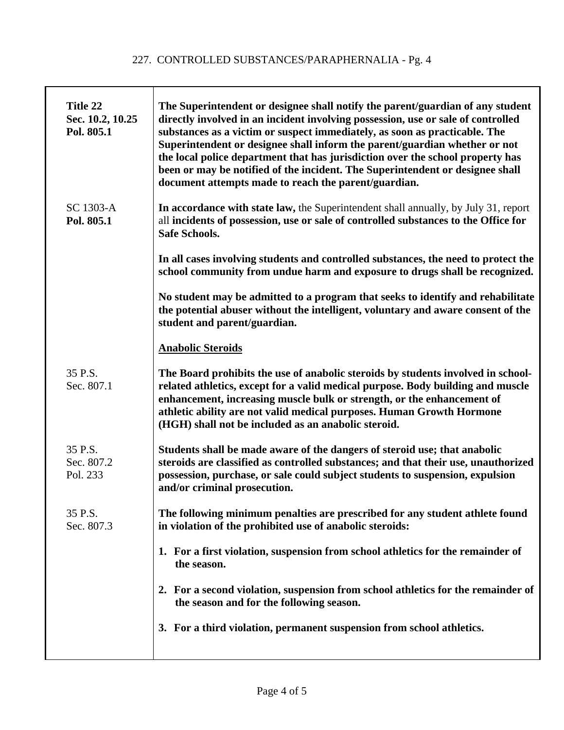| | |
|---|---|
| **Title 22 Sec. 10.2, 10.25 Pol. 805.1** | **The Superintendent or designee shall notify the parent/guardian of any student directly involved in an incident involving possession, use or sale of controlled substances as a victim or suspect immediately, as soon as practicable. The Superintendent or designee shall inform the parent/guardian whether or not the local police department that has jurisdiction over the school property has been or may be notified of the incident. The Superintendent or designee shall document attempts made to reach the parent/guardian.** |
| SC 1303-A **Pol. 805.1** | **In accordance with state law,** the Superintendent shall annually, by July 31, report all **incidents of possession, use or sale of controlled substances to the Office for Safe Schools.** |
| | **In all cases involving students and controlled substances, the need to protect the school community from undue harm and exposure to drugs shall be recognized.** |
| | **No student may be admitted to a program that seeks to identify and rehabilitate the potential abuser without the intelligent, voluntary and aware consent of the student and parent/guardian.** |
| | **<u>Anabolic Steroids</u>** |
| 35 P.S. Sec. 807.1 | **The Board prohibits the use of anabolic steroids by students involved in school-related athletics, except for a valid medical purpose. Body building and muscle enhancement, increasing muscle bulk or strength, or the enhancement of athletic ability are not valid medical purposes. Human Growth Hormone (HGH) shall not be included as an anabolic steroid.** |
| 35 P.S. Sec. 807.2 Pol. 233 | **Students shall be made aware of the dangers of steroid use; that anabolic steroids are classified as controlled substances; and that their use, unauthorized possession, purchase, or sale could subject students to suspension, expulsion and/or criminal prosecution.** |
| 35 P.S. Sec. 807.3 | **The following minimum penalties are prescribed for any student athlete found in violation of the prohibited use of anabolic steroids:** |
| | **1. For a first violation, suspension from school athletics for the remainder of the season.** |
| | **2. For a second violation, suspension from school athletics for the remainder of the season and for the following season.** |
| | **3. For a third violation, permanent suspension from school athletics.** |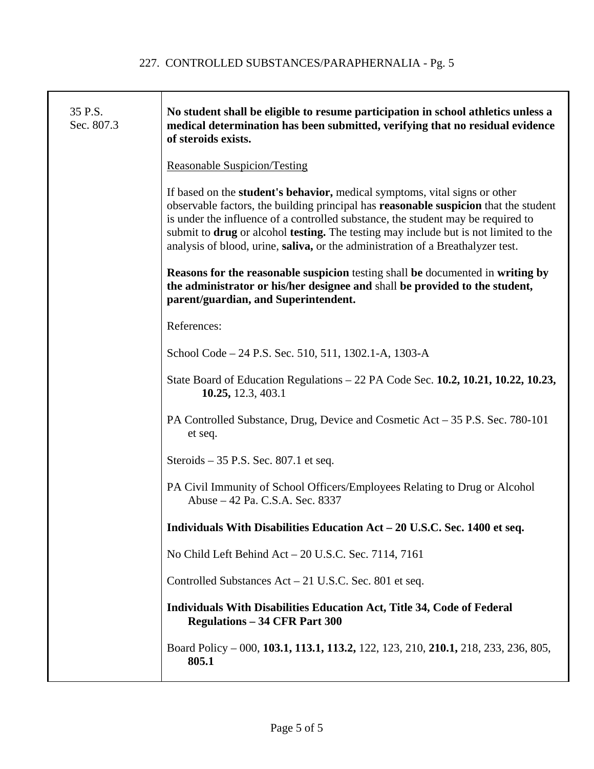| | |
|---|---|
| 35 P.S. Sec. 807.3 | **No student shall be eligible to resume participation in school athletics unless a medical determination has been submitted, verifying that no residual evidence of steroids exists.** |

Reasonable Suspicion/Testing

If based on the **student's behavior,** medical symptoms, vital signs or other observable factors, the building principal has **reasonable suspicion** that the student is under the influence of a controlled substance, the student may be required to submit to **drug** or alcohol **testing.** The testing may include but is not limited to the analysis of blood, urine, **saliva,** or the administration of a Breathalyzer test.

**Reasons for the reasonable suspicion** testing shall **be** documented in **writing by the administrator or his/her designee and** shall **be provided to the student, parent/guardian, and Superintendent.**

References:

School Code – 24 P.S. Sec. 510, 511, 1302.1-A, 1303-A

State Board of Education Regulations – 22 PA Code Sec. **10.2, 10.21, 10.22, 10.23, 10.25,** 12.3, 403.1

PA Controlled Substance, Drug, Device and Cosmetic Act – 35 P.S. Sec. 780-101 et seq.

Steroids – 35 P.S. Sec. 807.1 et seq.

PA Civil Immunity of School Officers/Employees Relating to Drug or Alcohol Abuse – 42 Pa. C.S.A. Sec. 8337

**Individuals With Disabilities Education Act – 20 U.S.C. Sec. 1400 et seq.**

No Child Left Behind Act – 20 U.S.C. Sec. 7114, 7161

Controlled Substances Act – 21 U.S.C. Sec. 801 et seq.

**Individuals With Disabilities Education Act, Title 34, Code of Federal Regulations – 34 CFR Part 300**

Board Policy – 000, **103.1, 113.1, 113.2,** 122, 123, 210, **210.1,** 218, 233, 236, 805, **805.1**